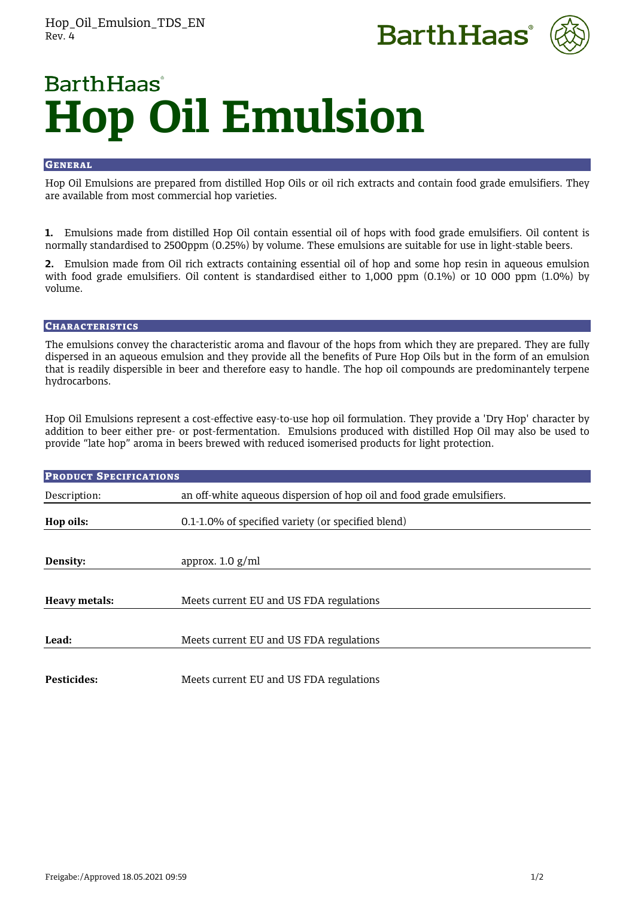BarthHaas

# Hop Oil Emulsion

## General

Hop Oil Emulsions are prepared from distilled Hop Oils or oil rich extracts and contain food grade emulsifiers. They are available from most commercial hop varieties.

**1.** Emulsions made from distilled Hop Oil contain essential oil of hops with food grade emulsifiers. Oil content is normally standardised to 2500ppm (0.25%) by volume. These emulsions are suitable for use in light-stable beers.

**2.** Emulsion made from Oil rich extracts containing essential oil of hop and some hop resin in aqueous emulsion with food grade emulsifiers. Oil content is standardised either to 1,000 ppm (0.1%) or 10 000 ppm (1.0%) by volume.

## Characteristics

The emulsions convey the characteristic aroma and flavour of the hops from which they are prepared. They are fully dispersed in an aqueous emulsion and they provide all the benefits of Pure Hop Oils but in the form of an emulsion that is readily dispersible in beer and therefore easy to handle. The hop oil compounds are predominantely terpene hydrocarbons.

Hop Oil Emulsions represent a cost-effective easy-to-use hop oil formulation. They provide a 'Dry Hop' character by addition to beer either pre- or post-fermentation. Emulsions produced with distilled Hop Oil may also be used to provide "late hop" aroma in beers brewed with reduced isomerised products for light protection.

## Product Specifications

| | |
|---|---|
| Description: | an off-white aqueous dispersion of hop oil and food grade emulsifiers. |
| **Hop oils:** | 0.1-1.0% of specified variety (or specified blend) |
| **Density:** | approx. 1.0 g/ml |
| **Heavy metals:** | Meets current EU and US FDA regulations |
| **Lead:** | Meets current EU and US FDA regulations |
| **Pesticides:** | Meets current EU and US FDA regulations |

Freigabe:/Approved 18.05.2021 09:59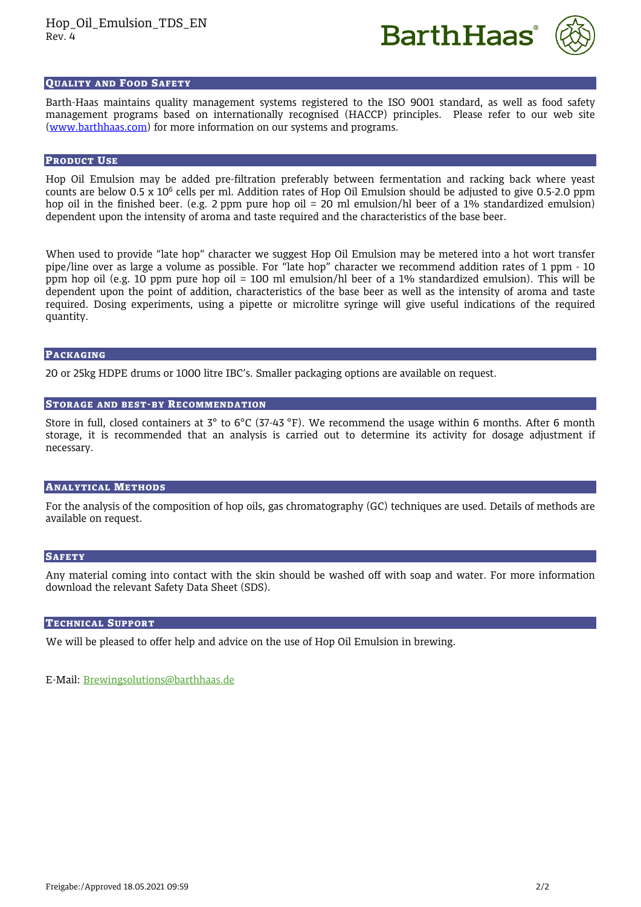## Quality and Food Safety

Barth-Haas maintains quality management systems registered to the ISO 9001 standard, as well as food safety management programs based on internationally recognised (HACCP) principles. Please refer to our web site (www.barthhaas.com) for more information on our systems and programs.

## Product Use

Hop Oil Emulsion may be added pre-filtration preferably between fermentation and racking back where yeast counts are below $0.5 \times 10^6$ cells per ml. Addition rates of Hop Oil Emulsion should be adjusted to give 0.5-2.0 ppm hop oil in the finished beer. (e.g. 2 ppm pure hop oil = 20 ml emulsion/hl beer of a 1% standardized emulsion) dependent upon the intensity of aroma and taste required and the characteristics of the base beer.

When used to provide "late hop" character we suggest Hop Oil Emulsion may be metered into a hot wort transfer pipe/line over as large a volume as possible. For "late hop" character we recommend addition rates of 1 ppm - 10 ppm hop oil (e.g. 10 ppm pure hop oil = 100 ml emulsion/hl beer of a 1% standardized emulsion). This will be dependent upon the point of addition, characteristics of the base beer as well as the intensity of aroma and taste required. Dosing experiments, using a pipette or microlitre syringe will give useful indications of the required quantity.

## Packaging

20 or 25kg HDPE drums or 1000 litre IBC's. Smaller packaging options are available on request.

## Storage and best-by Recommendation

Store in full, closed containers at 3° to 6°C (37-43 °F). We recommend the usage within 6 months. After 6 month storage, it is recommended that an analysis is carried out to determine its activity for dosage adjustment if necessary.

## Analytical Methods

For the analysis of the composition of hop oils, gas chromatography (GC) techniques are used. Details of methods are available on request.

## Safety

Any material coming into contact with the skin should be washed off with soap and water. For more information download the relevant Safety Data Sheet (SDS).

## Technical Support

We will be pleased to offer help and advice on the use of Hop Oil Emulsion in brewing.

E-Mail: Brewingsolutions@barthhaas.de

Freigabe:/Approved 18.05.2021 09:59